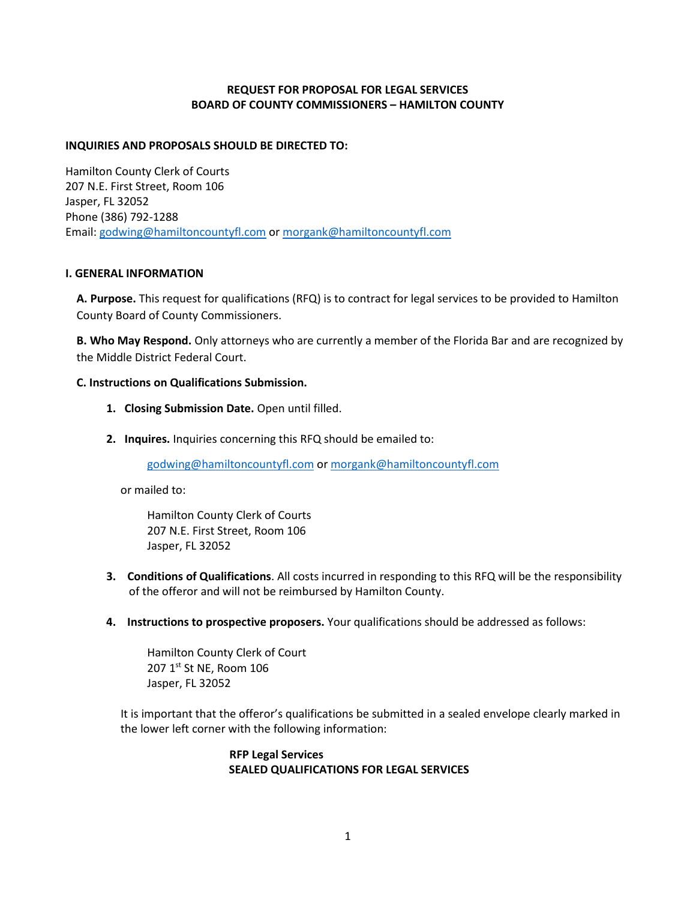**REQUEST FOR PROPOSAL FOR LEGAL SERVICES**
**BOARD OF COUNTY COMMISSIONERS – HAMILTON COUNTY**

**INQUIRIES AND PROPOSALS SHOULD BE DIRECTED TO:**

Hamilton County Clerk of Courts
207 N.E. First Street, Room 106
Jasper, FL 32052
Phone (386) 792-1288
Email: godwing@hamiltoncountyfl.com or morgank@hamiltoncountyfl.com

## I. GENERAL INFORMATION

**A. Purpose.** This request for qualifications (RFQ) is to contract for legal services to be provided to Hamilton County Board of County Commissioners.

**B. Who May Respond.** Only attorneys who are currently a member of the Florida Bar and are recognized by the Middle District Federal Court.

**C. Instructions on Qualifications Submission.**

1. **Closing Submission Date.** Open until filled.

2. **Inquires.** Inquiries concerning this RFQ should be emailed to:

   godwing@hamiltoncountyfl.com or morgank@hamiltoncountyfl.com

   or mailed to:

   Hamilton County Clerk of Courts
   207 N.E. First Street, Room 106
   Jasper, FL 32052

3. **Conditions of Qualifications**. All costs incurred in responding to this RFQ will be the responsibility of the offeror and will not be reimbursed by Hamilton County.

4. **Instructions to prospective proposers.** Your qualifications should be addressed as follows:

   Hamilton County Clerk of Court
   207 1st St NE, Room 106
   Jasper, FL 32052

   It is important that the offeror's qualifications be submitted in a sealed envelope clearly marked in the lower left corner with the following information:

   **RFP Legal Services**
   **SEALED QUALIFICATIONS FOR LEGAL SERVICES**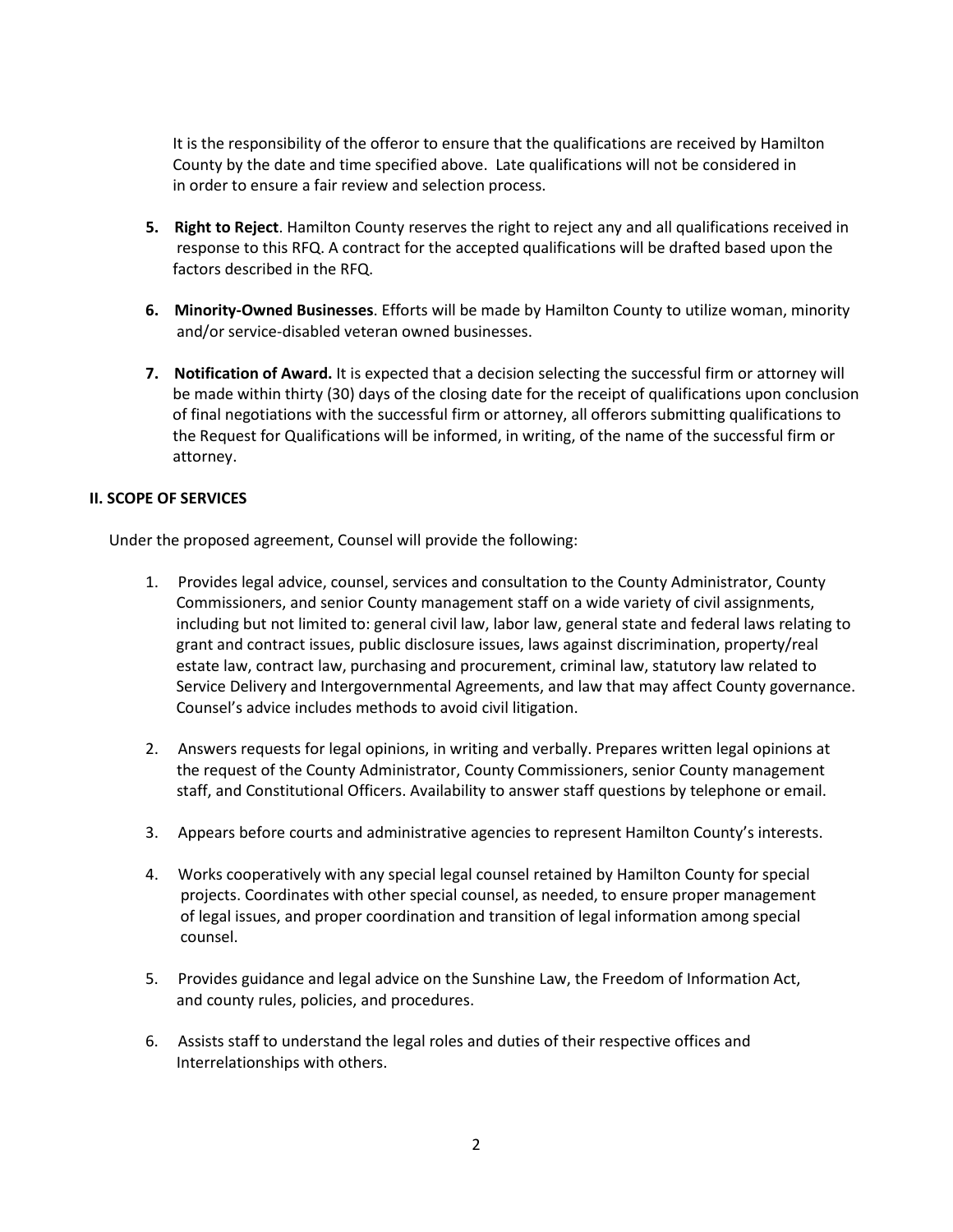It is the responsibility of the offeror to ensure that the qualifications are received by Hamilton County by the date and time specified above. Late qualifications will not be considered in in order to ensure a fair review and selection process.

5. **Right to Reject**. Hamilton County reserves the right to reject any and all qualifications received in response to this RFQ. A contract for the accepted qualifications will be drafted based upon the factors described in the RFQ.

6. **Minority-Owned Businesses**. Efforts will be made by Hamilton County to utilize woman, minority and/or service-disabled veteran owned businesses.

7. **Notification of Award.** It is expected that a decision selecting the successful firm or attorney will be made within thirty (30) days of the closing date for the receipt of qualifications upon conclusion of final negotiations with the successful firm or attorney, all offerors submitting qualifications to the Request for Qualifications will be informed, in writing, of the name of the successful firm or attorney.

**II. SCOPE OF SERVICES**

Under the proposed agreement, Counsel will provide the following:

1. Provides legal advice, counsel, services and consultation to the County Administrator, County Commissioners, and senior County management staff on a wide variety of civil assignments, including but not limited to: general civil law, labor law, general state and federal laws relating to grant and contract issues, public disclosure issues, laws against discrimination, property/real estate law, contract law, purchasing and procurement, criminal law, statutory law related to Service Delivery and Intergovernmental Agreements, and law that may affect County governance. Counsel's advice includes methods to avoid civil litigation.

2. Answers requests for legal opinions, in writing and verbally. Prepares written legal opinions at the request of the County Administrator, County Commissioners, senior County management staff, and Constitutional Officers. Availability to answer staff questions by telephone or email.

3. Appears before courts and administrative agencies to represent Hamilton County's interests.

4. Works cooperatively with any special legal counsel retained by Hamilton County for special projects. Coordinates with other special counsel, as needed, to ensure proper management of legal issues, and proper coordination and transition of legal information among special counsel.

5. Provides guidance and legal advice on the Sunshine Law, the Freedom of Information Act, and county rules, policies, and procedures.

6. Assists staff to understand the legal roles and duties of their respective offices and Interrelationships with others.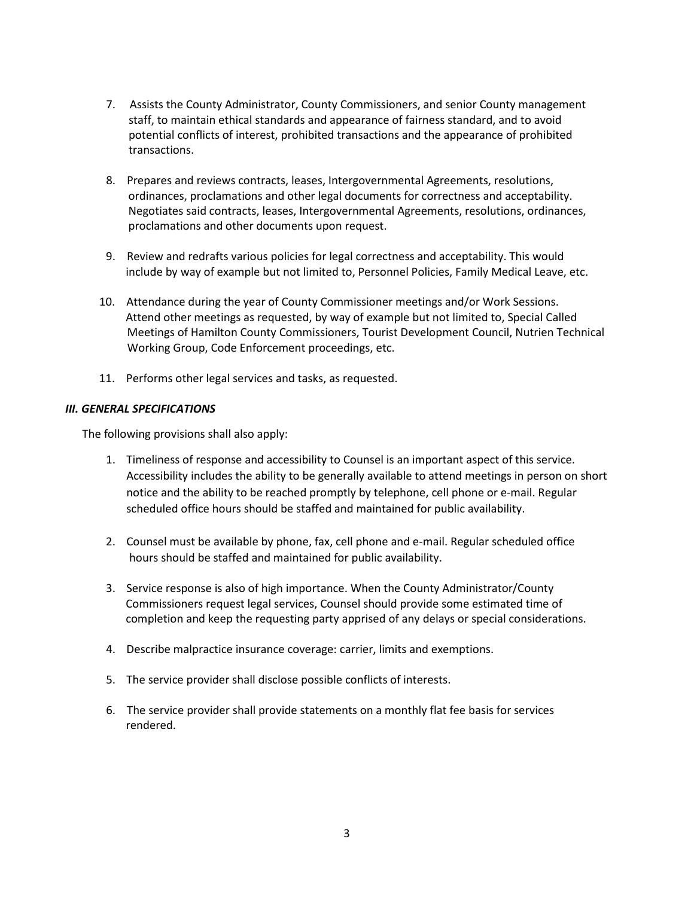7. Assists the County Administrator, County Commissioners, and senior County management staff, to maintain ethical standards and appearance of fairness standard, and to avoid potential conflicts of interest, prohibited transactions and the appearance of prohibited transactions.

8. Prepares and reviews contracts, leases, Intergovernmental Agreements, resolutions, ordinances, proclamations and other legal documents for correctness and acceptability. Negotiates said contracts, leases, Intergovernmental Agreements, resolutions, ordinances, proclamations and other documents upon request.

9. Review and redrafts various policies for legal correctness and acceptability. This would include by way of example but not limited to, Personnel Policies, Family Medical Leave, etc.

10. Attendance during the year of County Commissioner meetings and/or Work Sessions. Attend other meetings as requested, by way of example but not limited to, Special Called Meetings of Hamilton County Commissioners, Tourist Development Council, Nutrien Technical Working Group, Code Enforcement proceedings, etc.

11. Performs other legal services and tasks, as requested.

### *III. GENERAL SPECIFICATIONS*

The following provisions shall also apply:

1. Timeliness of response and accessibility to Counsel is an important aspect of this service. Accessibility includes the ability to be generally available to attend meetings in person on short notice and the ability to be reached promptly by telephone, cell phone or e-mail. Regular scheduled office hours should be staffed and maintained for public availability.

2. Counsel must be available by phone, fax, cell phone and e-mail. Regular scheduled office hours should be staffed and maintained for public availability.

3. Service response is also of high importance. When the County Administrator/County Commissioners request legal services, Counsel should provide some estimated time of completion and keep the requesting party apprised of any delays or special considerations.

4. Describe malpractice insurance coverage: carrier, limits and exemptions.

5. The service provider shall disclose possible conflicts of interests.

6. The service provider shall provide statements on a monthly flat fee basis for services rendered.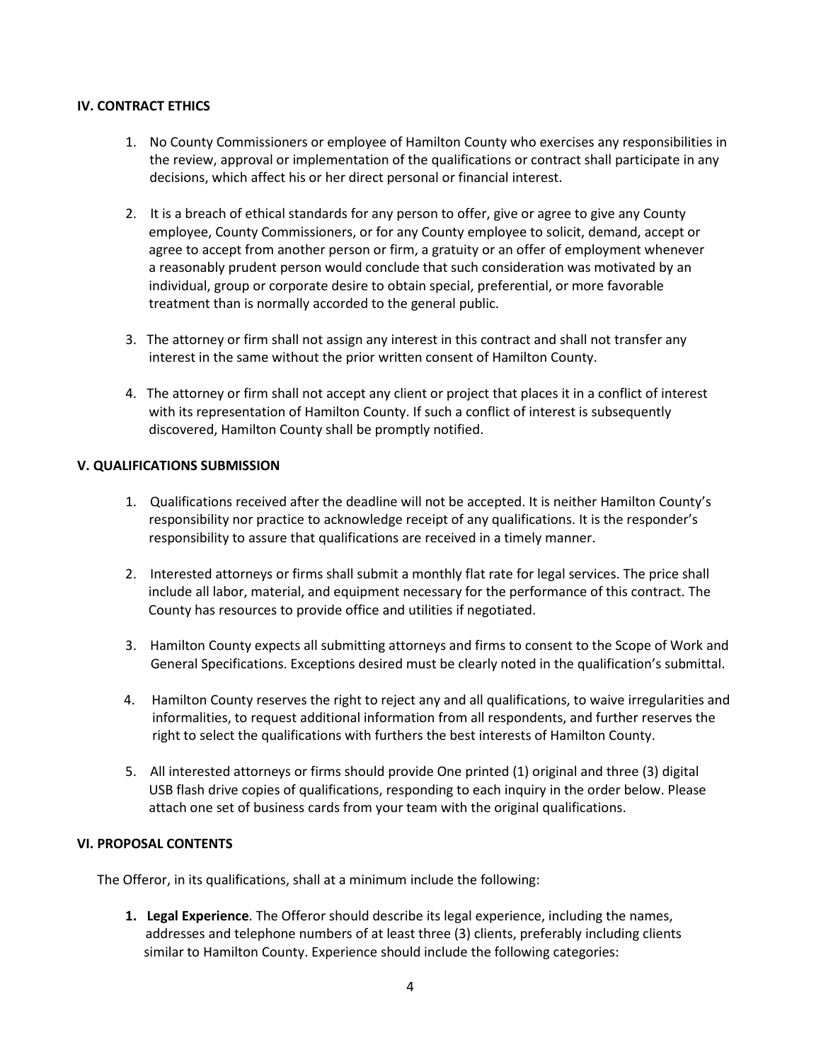### IV. CONTRACT ETHICS

1. No County Commissioners or employee of Hamilton County who exercises any responsibilities in the review, approval or implementation of the qualifications or contract shall participate in any decisions, which affect his or her direct personal or financial interest.

2. It is a breach of ethical standards for any person to offer, give or agree to give any County employee, County Commissioners, or for any County employee to solicit, demand, accept or agree to accept from another person or firm, a gratuity or an offer of employment whenever a reasonably prudent person would conclude that such consideration was motivated by an individual, group or corporate desire to obtain special, preferential, or more favorable treatment than is normally accorded to the general public.

3. The attorney or firm shall not assign any interest in this contract and shall not transfer any interest in the same without the prior written consent of Hamilton County.

4. The attorney or firm shall not accept any client or project that places it in a conflict of interest with its representation of Hamilton County. If such a conflict of interest is subsequently discovered, Hamilton County shall be promptly notified.

### V. QUALIFICATIONS SUBMISSION

1. Qualifications received after the deadline will not be accepted. It is neither Hamilton County's responsibility nor practice to acknowledge receipt of any qualifications. It is the responder's responsibility to assure that qualifications are received in a timely manner.

2. Interested attorneys or firms shall submit a monthly flat rate for legal services. The price shall include all labor, material, and equipment necessary for the performance of this contract. The County has resources to provide office and utilities if negotiated.

3. Hamilton County expects all submitting attorneys and firms to consent to the Scope of Work and General Specifications. Exceptions desired must be clearly noted in the qualification's submittal.

4. Hamilton County reserves the right to reject any and all qualifications, to waive irregularities and informalities, to request additional information from all respondents, and further reserves the right to select the qualifications with furthers the best interests of Hamilton County.

5. All interested attorneys or firms should provide One printed (1) original and three (3) digital USB flash drive copies of qualifications, responding to each inquiry in the order below. Please attach one set of business cards from your team with the original qualifications.

### VI. PROPOSAL CONTENTS

The Offeror, in its qualifications, shall at a minimum include the following:

1. **Legal Experience**. The Offeror should describe its legal experience, including the names, addresses and telephone numbers of at least three (3) clients, preferably including clients similar to Hamilton County. Experience should include the following categories: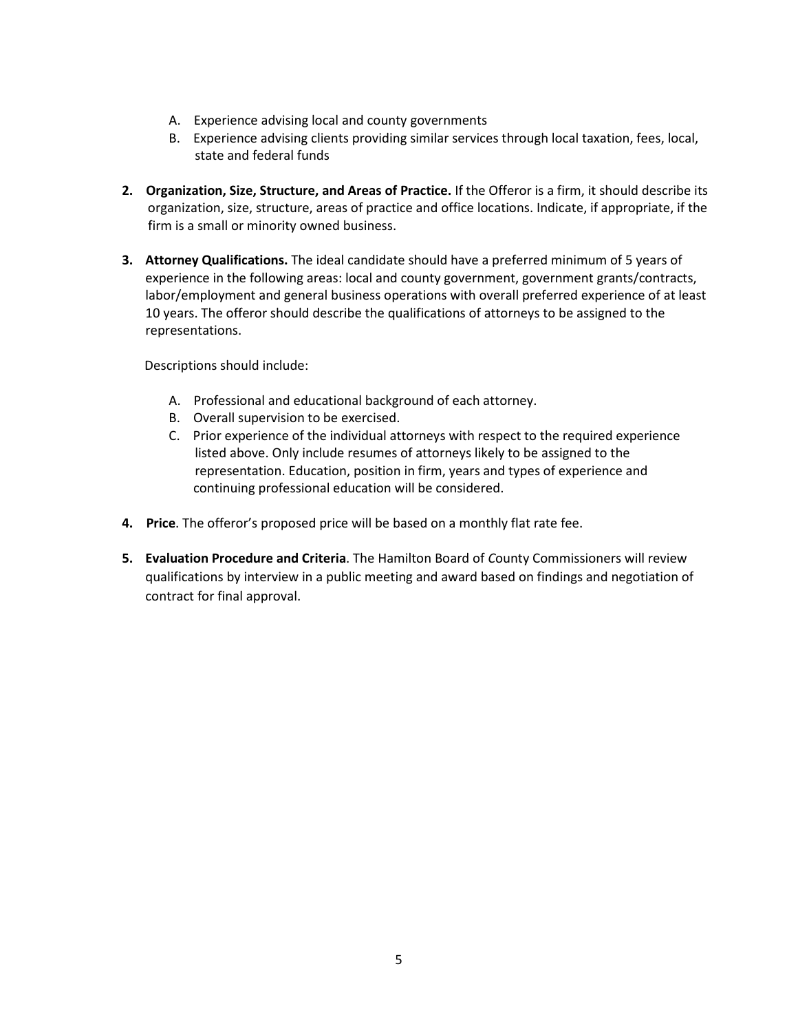A. Experience advising local and county governments
B. Experience advising clients providing similar services through local taxation, fees, local, state and federal funds

2. **Organization, Size, Structure, and Areas of Practice.** If the Offeror is a firm, it should describe its organization, size, structure, areas of practice and office locations. Indicate, if appropriate, if the firm is a small or minority owned business.

3. **Attorney Qualifications.** The ideal candidate should have a preferred minimum of 5 years of experience in the following areas: local and county government, government grants/contracts, labor/employment and general business operations with overall preferred experience of at least 10 years. The offeror should describe the qualifications of attorneys to be assigned to the representations.

   Descriptions should include:

   A. Professional and educational background of each attorney.
   B. Overall supervision to be exercised.
   C. Prior experience of the individual attorneys with respect to the required experience listed above. Only include resumes of attorneys likely to be assigned to the representation. Education, position in firm, years and types of experience and continuing professional education will be considered.

4. **Price**. The offeror's proposed price will be based on a monthly flat rate fee.

5. **Evaluation Procedure and Criteria**. The Hamilton Board of *C*ounty Commissioners will review qualifications by interview in a public meeting and award based on findings and negotiation of contract for final approval.